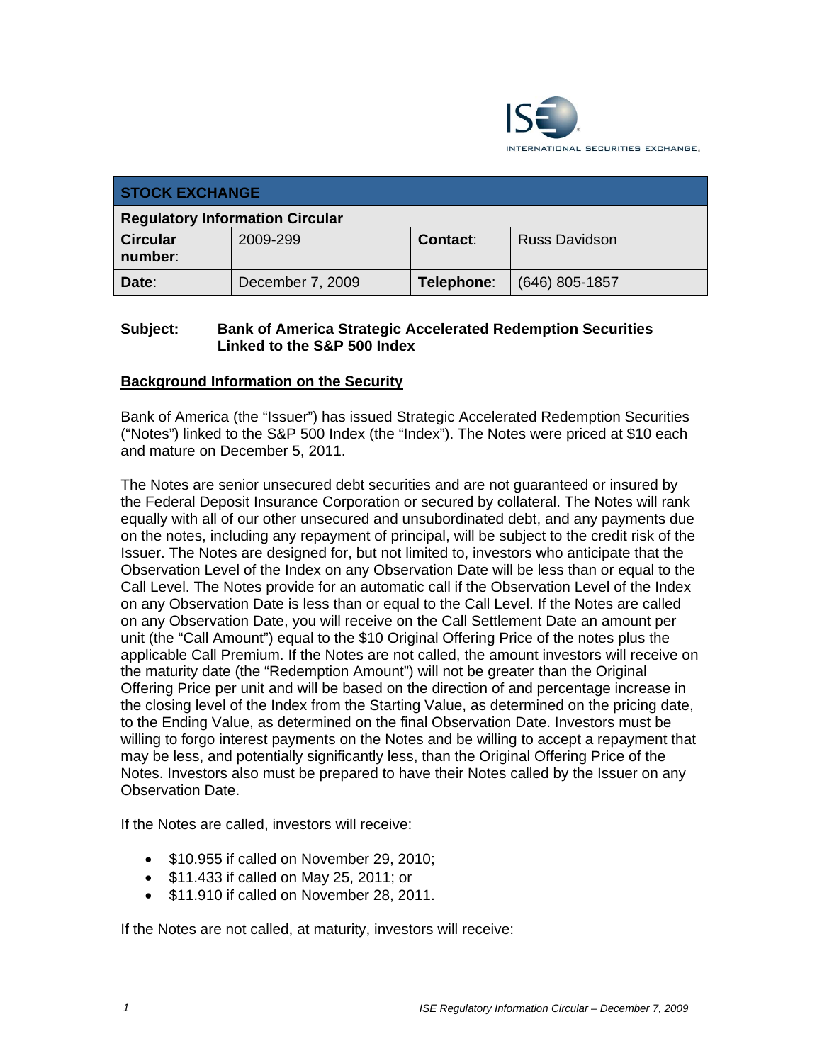| STOCK EXCHANGE | | | |
|---|---|---|---|
| **Regulatory Information Circular** | | | |
| **Circular number:** | 2009-299 | **Contact:** | Russ Davidson |
| **Date:** | December 7, 2009 | **Telephone:** | (646) 805-1857 |

**Subject:** **Bank of America Strategic Accelerated Redemption Securities Linked to the S&P 500 Index**

## Background Information on the Security

Bank of America (the "Issuer") has issued Strategic Accelerated Redemption Securities ("Notes") linked to the S&P 500 Index (the "Index"). The Notes were priced at $10 each and mature on December 5, 2011.

The Notes are senior unsecured debt securities and are not guaranteed or insured by the Federal Deposit Insurance Corporation or secured by collateral. The Notes will rank equally with all of our other unsecured and unsubordinated debt, and any payments due on the notes, including any repayment of principal, will be subject to the credit risk of the Issuer. The Notes are designed for, but not limited to, investors who anticipate that the Observation Level of the Index on any Observation Date will be less than or equal to the Call Level. The Notes provide for an automatic call if the Observation Level of the Index on any Observation Date is less than or equal to the Call Level. If the Notes are called on any Observation Date, you will receive on the Call Settlement Date an amount per unit (the "Call Amount") equal to the $10 Original Offering Price of the notes plus the applicable Call Premium. If the Notes are not called, the amount investors will receive on the maturity date (the "Redemption Amount") will not be greater than the Original Offering Price per unit and will be based on the direction of and percentage increase in the closing level of the Index from the Starting Value, as determined on the pricing date, to the Ending Value, as determined on the final Observation Date. Investors must be willing to forgo interest payments on the Notes and be willing to accept a repayment that may be less, and potentially significantly less, than the Original Offering Price of the Notes. Investors also must be prepared to have their Notes called by the Issuer on any Observation Date.

If the Notes are called, investors will receive:

- $10.955 if called on November 29, 2010;
- $11.433 if called on May 25, 2011; or
- $11.910 if called on November 28, 2011.

If the Notes are not called, at maturity, investors will receive: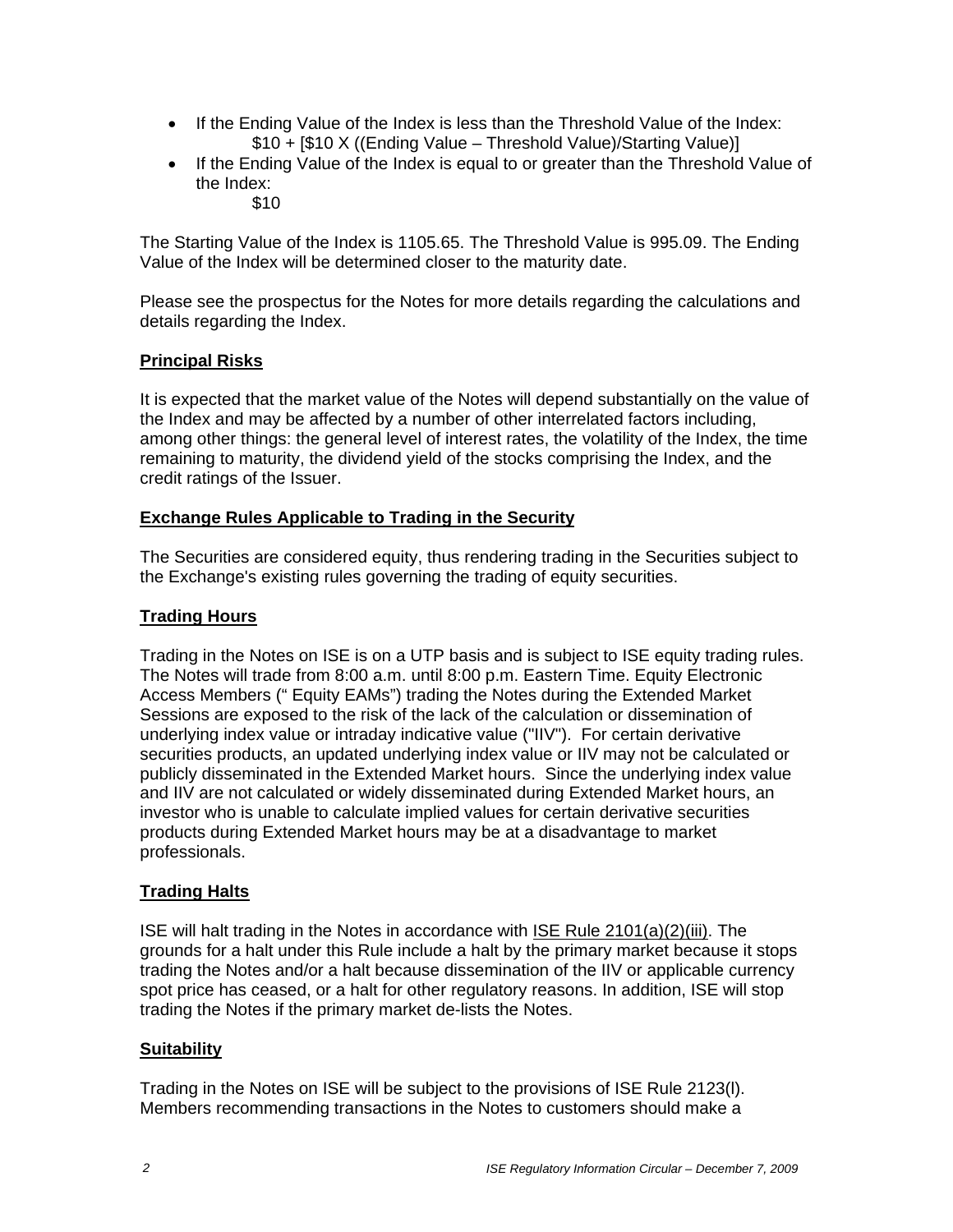- If the Ending Value of the Index is less than the Threshold Value of the Index:
  $10 + [$10 X ((Ending Value – Threshold Value)/Starting Value)]
- If the Ending Value of the Index is equal to or greater than the Threshold Value of the Index:
  $10

The Starting Value of the Index is 1105.65. The Threshold Value is 995.09. The Ending Value of the Index will be determined closer to the maturity date.

Please see the prospectus for the Notes for more details regarding the calculations and details regarding the Index.

## Principal Risks

It is expected that the market value of the Notes will depend substantially on the value of the Index and may be affected by a number of other interrelated factors including, among other things: the general level of interest rates, the volatility of the Index, the time remaining to maturity, the dividend yield of the stocks comprising the Index, and the credit ratings of the Issuer.

## Exchange Rules Applicable to Trading in the Security

The Securities are considered equity, thus rendering trading in the Securities subject to the Exchange's existing rules governing the trading of equity securities.

## Trading Hours

Trading in the Notes on ISE is on a UTP basis and is subject to ISE equity trading rules. The Notes will trade from 8:00 a.m. until 8:00 p.m. Eastern Time. Equity Electronic Access Members (" Equity EAMs") trading the Notes during the Extended Market Sessions are exposed to the risk of the lack of the calculation or dissemination of underlying index value or intraday indicative value ("IIV"). For certain derivative securities products, an updated underlying index value or IIV may not be calculated or publicly disseminated in the Extended Market hours. Since the underlying index value and IIV are not calculated or widely disseminated during Extended Market hours, an investor who is unable to calculate implied values for certain derivative securities products during Extended Market hours may be at a disadvantage to market professionals.

## Trading Halts

ISE will halt trading in the Notes in accordance with ISE Rule 2101(a)(2)(iii). The grounds for a halt under this Rule include a halt by the primary market because it stops trading the Notes and/or a halt because dissemination of the IIV or applicable currency spot price has ceased, or a halt for other regulatory reasons. In addition, ISE will stop trading the Notes if the primary market de-lists the Notes.

## Suitability

Trading in the Notes on ISE will be subject to the provisions of ISE Rule 2123(l). Members recommending transactions in the Notes to customers should make a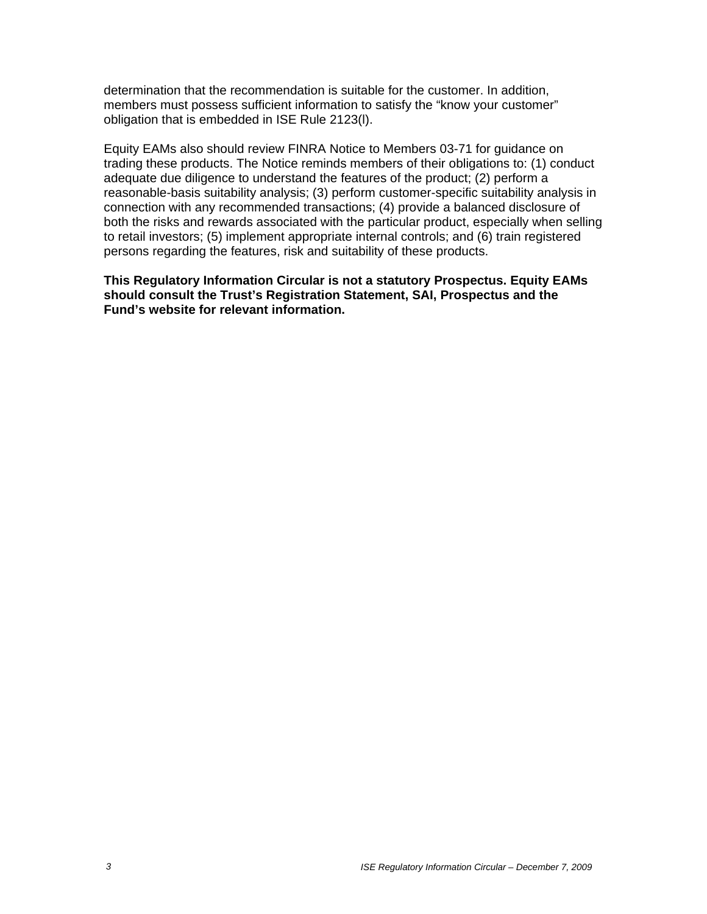determination that the recommendation is suitable for the customer. In addition, members must possess sufficient information to satisfy the "know your customer" obligation that is embedded in ISE Rule 2123(l).

Equity EAMs also should review FINRA Notice to Members 03-71 for guidance on trading these products. The Notice reminds members of their obligations to: (1) conduct adequate due diligence to understand the features of the product; (2) perform a reasonable-basis suitability analysis; (3) perform customer-specific suitability analysis in connection with any recommended transactions; (4) provide a balanced disclosure of both the risks and rewards associated with the particular product, especially when selling to retail investors; (5) implement appropriate internal controls; and (6) train registered persons regarding the features, risk and suitability of these products.

**This Regulatory Information Circular is not a statutory Prospectus. Equity EAMs should consult the Trust's Registration Statement, SAI, Prospectus and the Fund's website for relevant information.**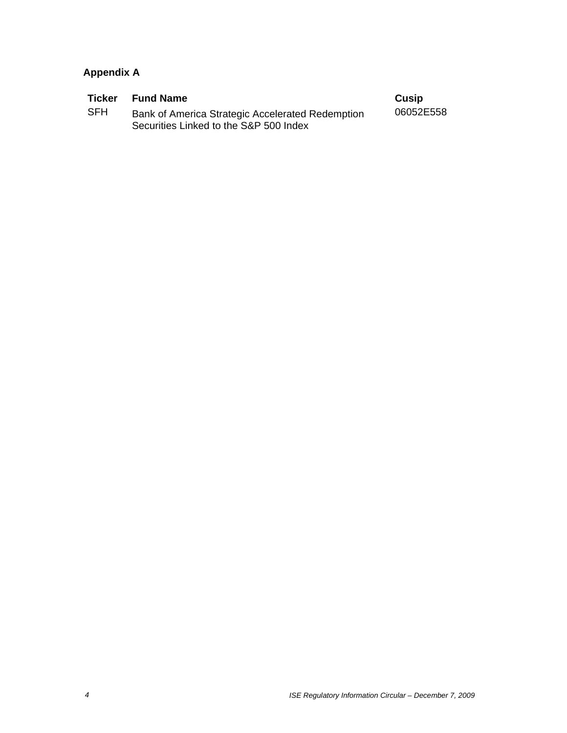## Appendix A

| Ticker | Fund Name | Cusip |
| --- | --- | --- |
| SFH | Bank of America Strategic Accelerated Redemption Securities Linked to the S&P 500 Index | 06052E558 |